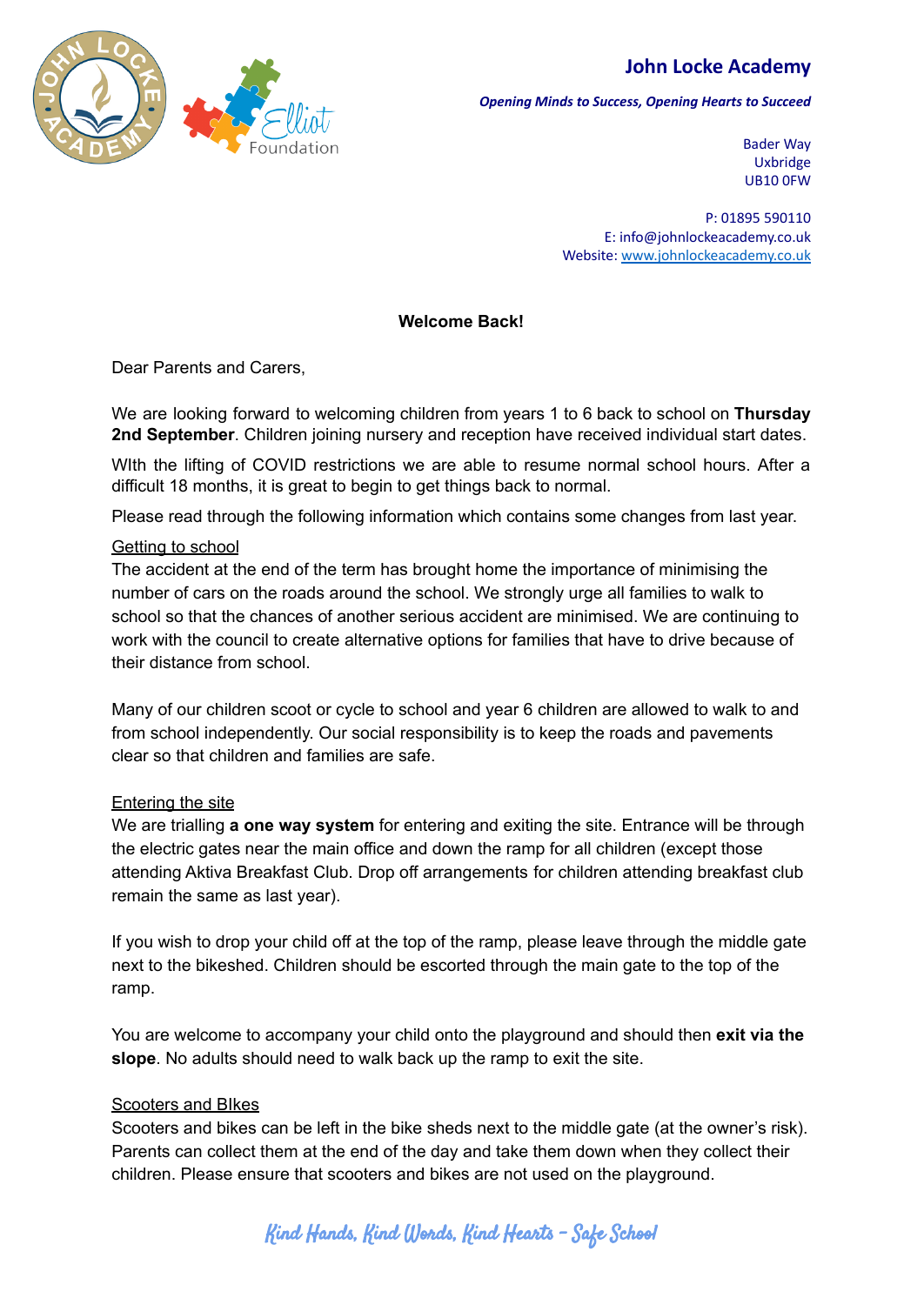**John Locke Academy**

***Opening Minds to Success, Opening Hearts to Succeed***

Bader Way
Uxbridge
UB10 0FW

P: 01895 590110
E: info@johnlockeacademy.co.uk
Website: www.johnlockeacademy.co.uk

## Welcome Back!

Dear Parents and Carers,

We are looking forward to welcoming children from years 1 to 6 back to school on **Thursday 2nd September**. Children joining nursery and reception have received individual start dates.

WIth the lifting of COVID restrictions we are able to resume normal school hours. After a difficult 18 months, it is great to begin to get things back to normal.

Please read through the following information which contains some changes from last year.

### Getting to school

The accident at the end of the term has brought home the importance of minimising the number of cars on the roads around the school. We strongly urge all families to walk to school so that the chances of another serious accident are minimised. We are continuing to work with the council to create alternative options for families that have to drive because of their distance from school.

Many of our children scoot or cycle to school and year 6 children are allowed to walk to and from school independently. Our social responsibility is to keep the roads and pavements clear so that children and families are safe.

### Entering the site

We are trialling **a one way system** for entering and exiting the site. Entrance will be through the electric gates near the main office and down the ramp for all children (except those attending Aktiva Breakfast Club. Drop off arrangements for children attending breakfast club remain the same as last year).

If you wish to drop your child off at the top of the ramp, please leave through the middle gate next to the bikeshed. Children should be escorted through the main gate to the top of the ramp.

You are welcome to accompany your child onto the playground and should then **exit via the slope**. No adults should need to walk back up the ramp to exit the site.

### Scooters and BIkes

Scooters and bikes can be left in the bike sheds next to the middle gate (at the owner's risk). Parents can collect them at the end of the day and take them down when they collect their children. Please ensure that scooters and bikes are not used on the playground.

*Kind Hands, Kind Words, Kind Hearts - Safe School*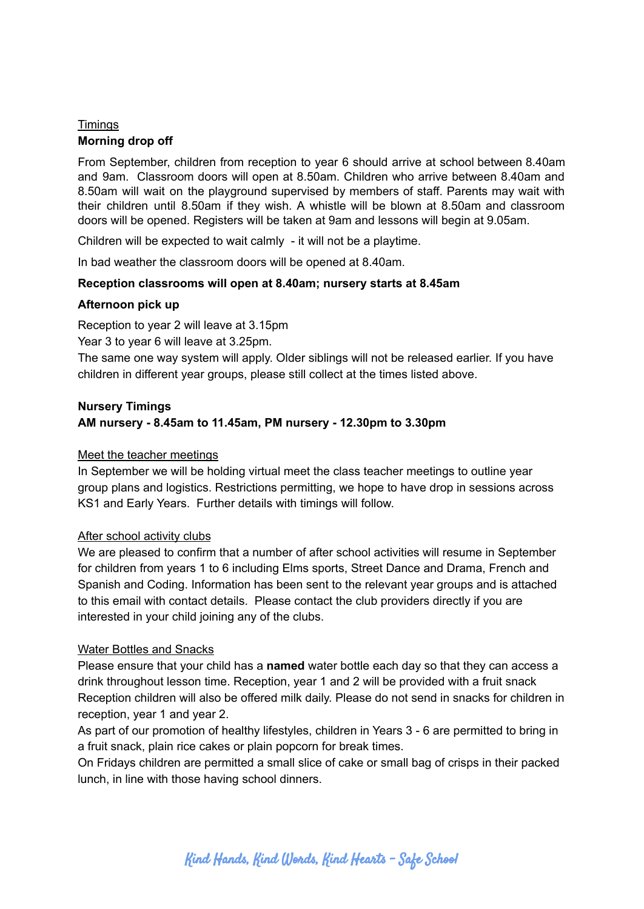<u>Timings</u>

**Morning drop off**

From September, children from reception to year 6 should arrive at school between 8.40am and 9am. Classroom doors will open at 8.50am. Children who arrive between 8.40am and 8.50am will wait on the playground supervised by members of staff. Parents may wait with their children until 8.50am if they wish. A whistle will be blown at 8.50am and classroom doors will be opened. Registers will be taken at 9am and lessons will begin at 9.05am.

Children will be expected to wait calmly - it will not be a playtime.

In bad weather the classroom doors will be opened at 8.40am.

**Reception classrooms will open at 8.40am; nursery starts at 8.45am**

**Afternoon pick up**

Reception to year 2 will leave at 3.15pm
Year 3 to year 6 will leave at 3.25pm.
The same one way system will apply. Older siblings will not be released earlier. If you have children in different year groups, please still collect at the times listed above.

**Nursery Timings**
**AM nursery - 8.45am to 11.45am, PM nursery - 12.30pm to 3.30pm**

<u>Meet the teacher meetings</u>

In September we will be holding virtual meet the class teacher meetings to outline year group plans and logistics. Restrictions permitting, we hope to have drop in sessions across KS1 and Early Years. Further details with timings will follow.

<u>After school activity clubs</u>

We are pleased to confirm that a number of after school activities will resume in September for children from years 1 to 6 including Elms sports, Street Dance and Drama, French and Spanish and Coding. Information has been sent to the relevant year groups and is attached to this email with contact details. Please contact the club providers directly if you are interested in your child joining any of the clubs.

<u>Water Bottles and Snacks</u>

Please ensure that your child has a **named** water bottle each day so that they can access a drink throughout lesson time. Reception, year 1 and 2 will be provided with a fruit snack Reception children will also be offered milk daily. Please do not send in snacks for children in reception, year 1 and year 2.
As part of our promotion of healthy lifestyles, children in Years 3 - 6 are permitted to bring in a fruit snack, plain rice cakes or plain popcorn for break times.
On Fridays children are permitted a small slice of cake or small bag of crisps in their packed lunch, in line with those having school dinners.

*Kind Hands, Kind Words, Kind Hearts - Safe School*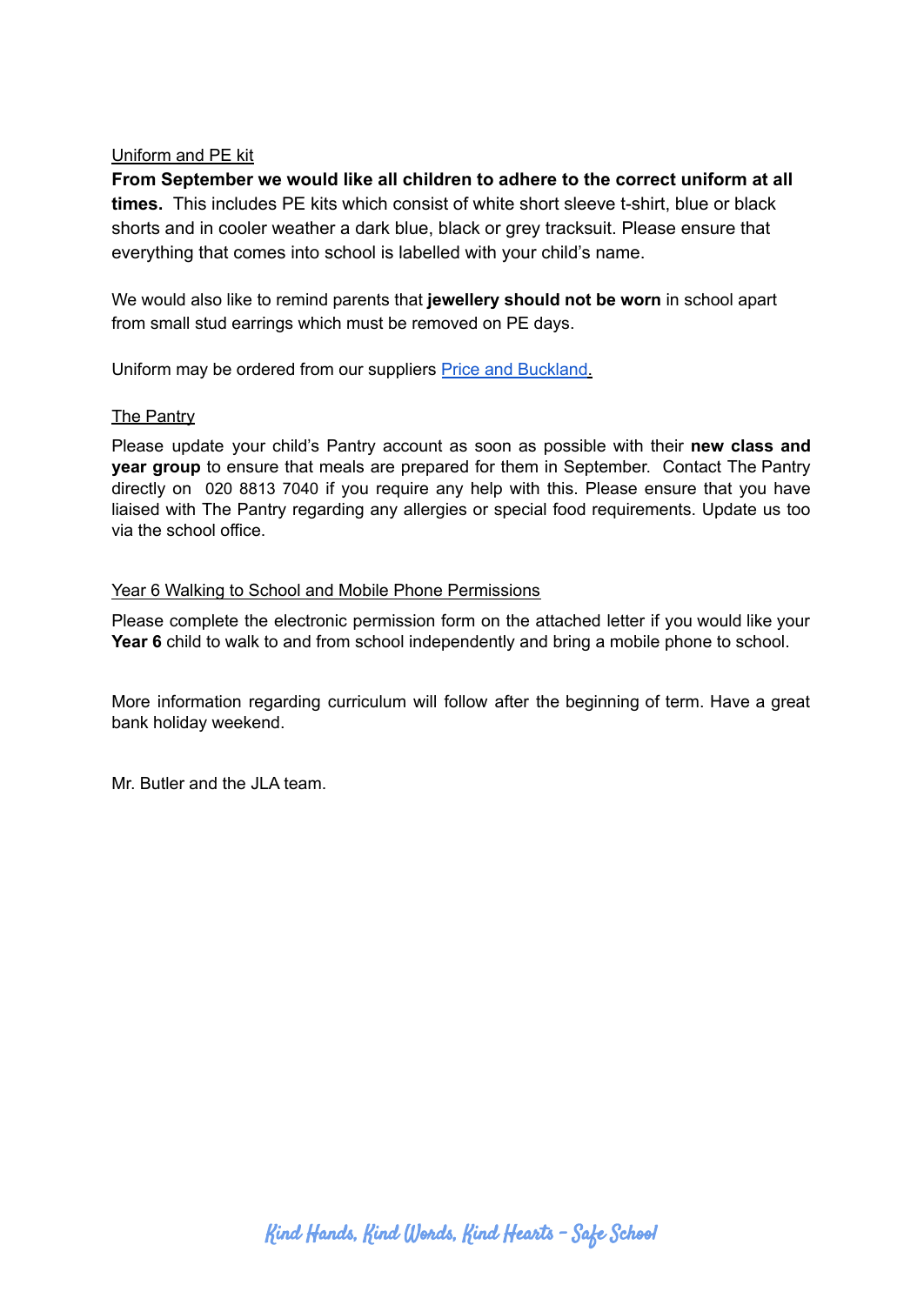<u>Uniform and PE kit</u>

**From September we would like all children to adhere to the correct uniform at all times.** This includes PE kits which consist of white short sleeve t-shirt, blue or black shorts and in cooler weather a dark blue, black or grey tracksuit. Please ensure that everything that comes into school is labelled with your child's name.

We would also like to remind parents that **jewellery should not be worn** in school apart from small stud earrings which must be removed on PE days.

Uniform may be ordered from our suppliers Price and Buckland.

<u>The Pantry</u>

Please update your child's Pantry account as soon as possible with their **new class and year group** to ensure that meals are prepared for them in September. Contact The Pantry directly on 020 8813 7040 if you require any help with this. Please ensure that you have liaised with The Pantry regarding any allergies or special food requirements. Update us too via the school office.

<u>Year 6 Walking to School and Mobile Phone Permissions</u>

Please complete the electronic permission form on the attached letter if you would like your **Year 6** child to walk to and from school independently and bring a mobile phone to school.

More information regarding curriculum will follow after the beginning of term. Have a great bank holiday weekend.

Mr. Butler and the JLA team.

*Kind Hands, Kind Words, Kind Hearts - Safe School*